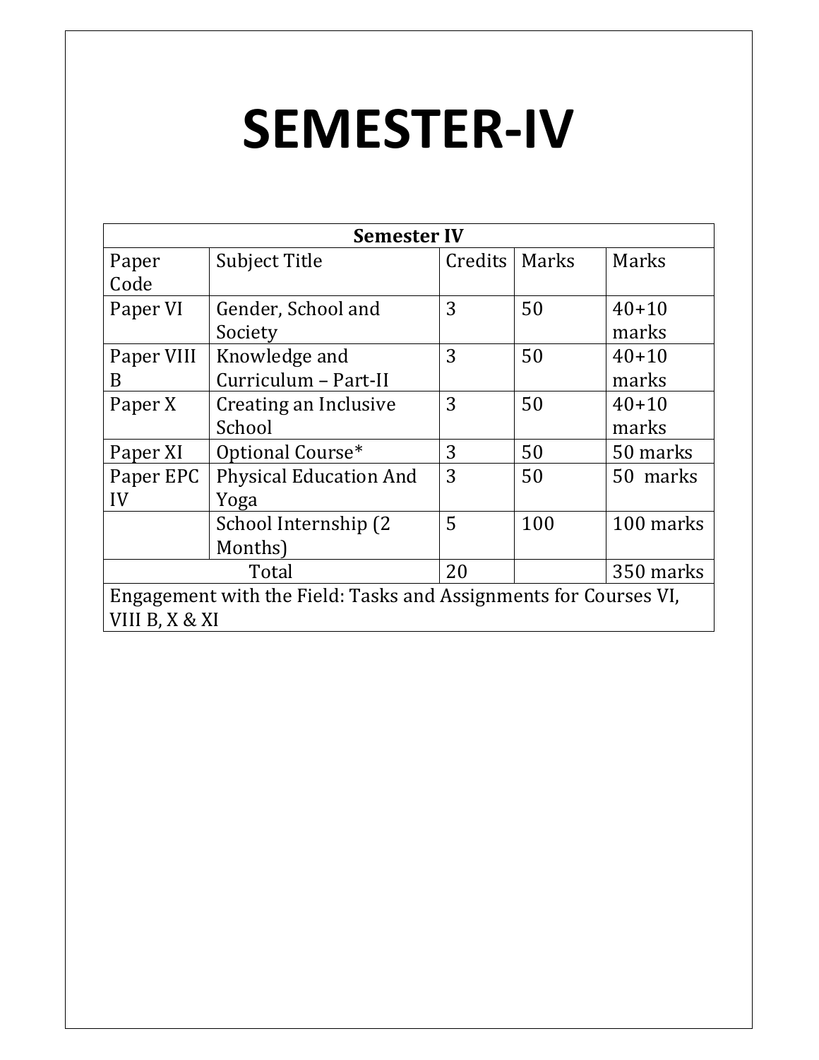# SEMESTER-IV

| Semester IV | | | | |
|---|---|---|---|---|
| Paper Code | Subject Title | Credits | Marks | Marks |
| Paper VI | Gender, School and Society | 3 | 50 | 40+10 marks |
| Paper VIII B | Knowledge and Curriculum – Part-II | 3 | 50 | 40+10 marks |
| Paper X | Creating an Inclusive School | 3 | 50 | 40+10 marks |
| Paper XI | Optional Course* | 3 | 50 | 50 marks |
| Paper EPC IV | Physical Education And Yoga | 3 | 50 | 50 marks |
| | School Internship (2 Months) | 5 | 100 | 100 marks |
| Total | | 20 | | 350 marks |
| Engagement with the Field: Tasks and Assignments for Courses VI, VIII B, X & XI | | | | |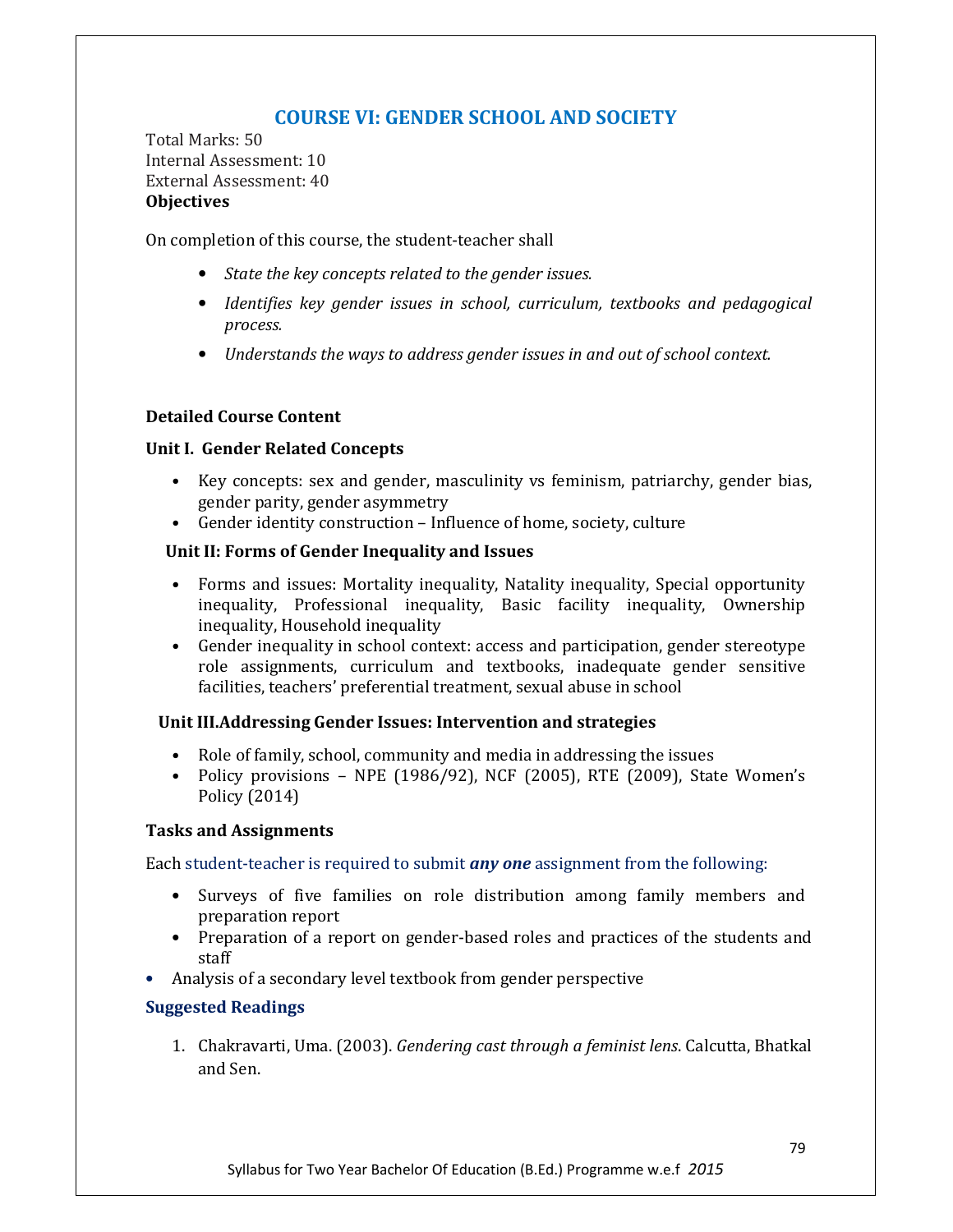# COURSE VI: GENDER SCHOOL AND SOCIETY

Total Marks: 50
Internal Assessment: 10
External Assessment: 40

**Objectives**

On completion of this course, the student-teacher shall

- *State the key concepts related to the gender issues.*
- *Identifies key gender issues in school, curriculum, textbooks and pedagogical process.*
- *Understands the ways to address gender issues in and out of school context.*

**Detailed Course Content**

**Unit I. Gender Related Concepts**

- Key concepts: sex and gender, masculinity vs feminism, patriarchy, gender bias, gender parity, gender asymmetry
- Gender identity construction – Influence of home, society, culture

**Unit II: Forms of Gender Inequality and Issues**

- Forms and issues: Mortality inequality, Natality inequality, Special opportunity inequality, Professional inequality, Basic facility inequality, Ownership inequality, Household inequality
- Gender inequality in school context: access and participation, gender stereotype role assignments, curriculum and textbooks, inadequate gender sensitive facilities, teachers' preferential treatment, sexual abuse in school

**Unit III.Addressing Gender Issues: Intervention and strategies**

- Role of family, school, community and media in addressing the issues
- Policy provisions – NPE (1986/92), NCF (2005), RTE (2009), State Women's Policy (2014)

**Tasks and Assignments**

Each student-teacher is required to submit ***any one*** assignment from the following:

- Surveys of five families on role distribution among family members and preparation report
- Preparation of a report on gender-based roles and practices of the students and staff
- Analysis of a secondary level textbook from gender perspective

**Suggested Readings**

1. Chakravarti, Uma. (2003). *Gendering cast through a feminist lens.* Calcutta, Bhatkal and Sen.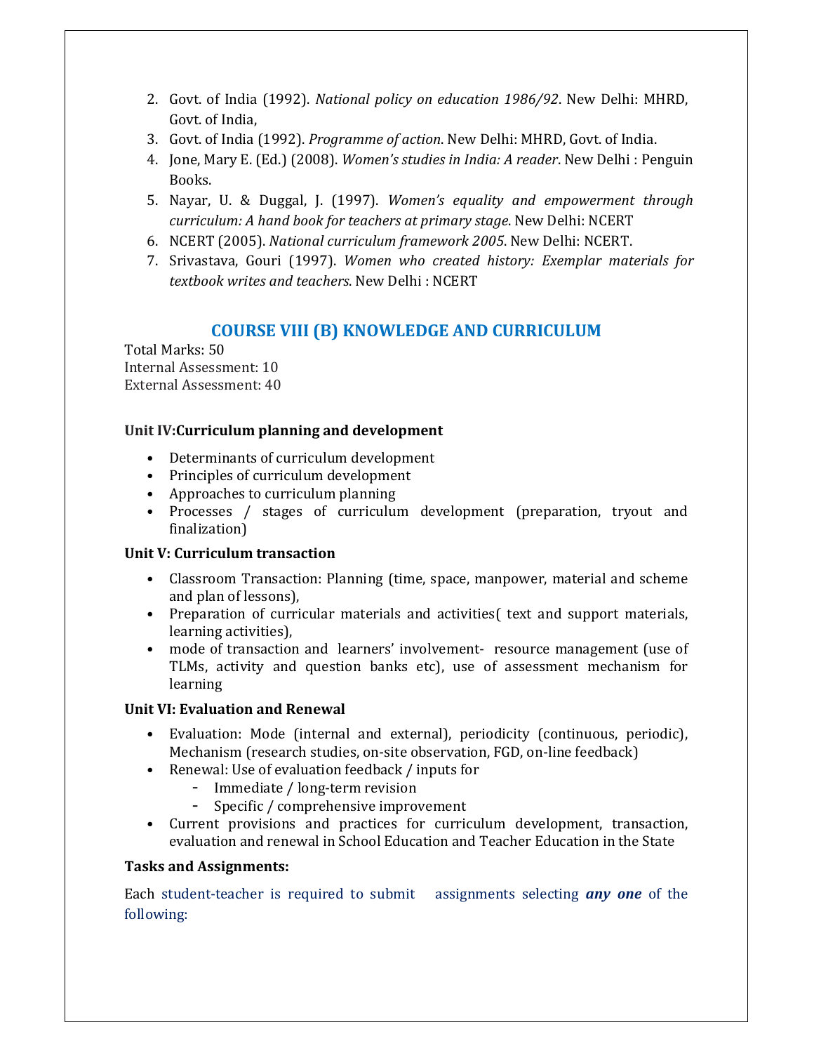2. Govt. of India (1992). *National policy on education 1986/92*. New Delhi: MHRD, Govt. of India,
3. Govt. of India (1992). *Programme of action*. New Delhi: MHRD, Govt. of India.
4. Jone, Mary E. (Ed.) (2008). *Women's studies in India: A reader*. New Delhi : Penguin Books.
5. Nayar, U. & Duggal, J. (1997). *Women's equality and empowerment through curriculum: A hand book for teachers at primary stage*. New Delhi: NCERT
6. NCERT (2005). *National curriculum framework 2005*. New Delhi: NCERT.
7. Srivastava, Gouri (1997). *Women who created history: Exemplar materials for textbook writes and teachers*. New Delhi : NCERT

## COURSE VIII (B) KNOWLEDGE AND CURRICULUM

Total Marks: 50
Internal Assessment: 10
External Assessment: 40

**Unit IV:Curriculum planning and development**

- Determinants of curriculum development
- Principles of curriculum development
- Approaches to curriculum planning
- Processes / stages of curriculum development (preparation, tryout and finalization)

**Unit V: Curriculum transaction**

- Classroom Transaction: Planning (time, space, manpower, material and scheme and plan of lessons),
- Preparation of curricular materials and activities( text and support materials, learning activities),
- mode of transaction and learners' involvement- resource management (use of TLMs, activity and question banks etc), use of assessment mechanism for learning

**Unit VI: Evaluation and Renewal**

- Evaluation: Mode (internal and external), periodicity (continuous, periodic), Mechanism (research studies, on-site observation, FGD, on-line feedback)
- Renewal: Use of evaluation feedback / inputs for
    - Immediate / long-term revision
    - Specific / comprehensive improvement
- Current provisions and practices for curriculum development, transaction, evaluation and renewal in School Education and Teacher Education in the State

**Tasks and Assignments:**

Each student-teacher is required to submit assignments selecting ***any one*** of the following: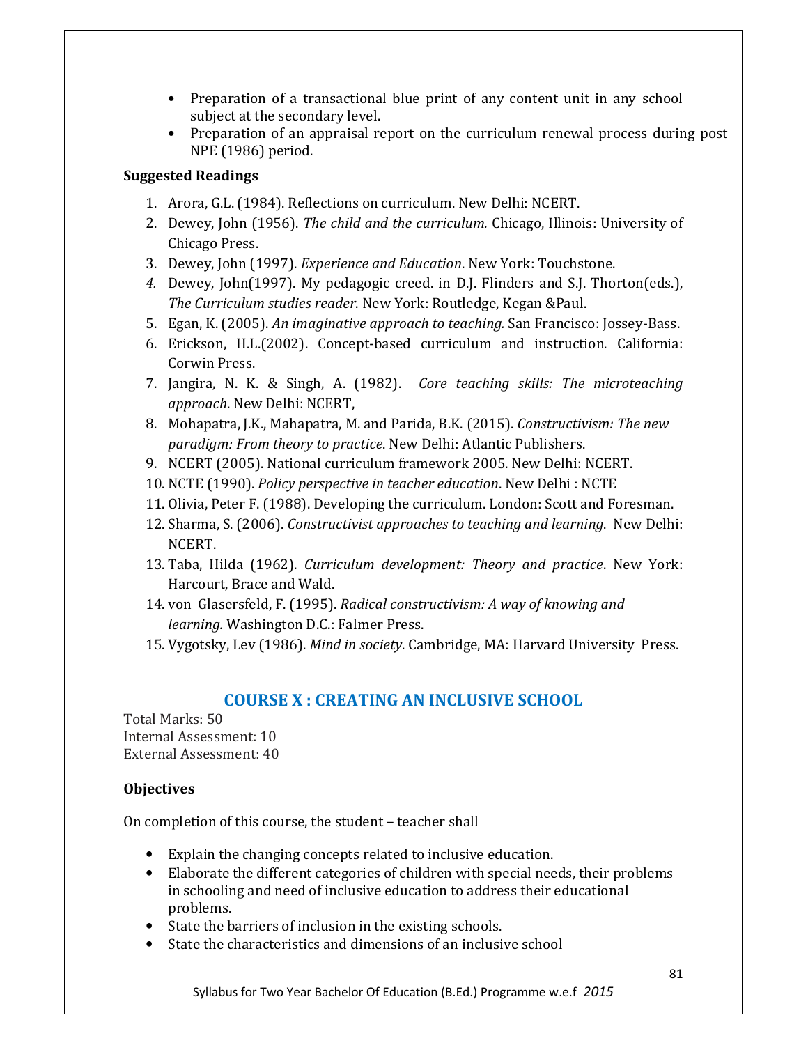- Preparation of a transactional blue print of any content unit in any school subject at the secondary level.
- Preparation of an appraisal report on the curriculum renewal process during post NPE (1986) period.

**Suggested Readings**

1. Arora, G.L. (1984). Reflections on curriculum. New Delhi: NCERT.
2. Dewey, John (1956). *The child and the curriculum.* Chicago, Illinois: University of Chicago Press.
3. Dewey, John (1997). *Experience and Education*. New York: Touchstone.
4. Dewey, John(1997). My pedagogic creed. in D.J. Flinders and S.J. Thorton(eds.), *The Curriculum studies reader*. New York: Routledge, Kegan &Paul.
5. Egan, K. (2005). *An imaginative approach to teaching.* San Francisco: Jossey-Bass.
6. Erickson, H.L.(2002). Concept-based curriculum and instruction. California: Corwin Press.
7. Jangira, N. K. & Singh, A. (1982). *Core teaching skills: The microteaching approach*. New Delhi: NCERT,
8. Mohapatra, J.K., Mahapatra, M. and Parida, B.K. (2015). *Constructivism: The new paradigm: From theory to practice*. New Delhi: Atlantic Publishers.
9. NCERT (2005). National curriculum framework 2005. New Delhi: NCERT.
10. NCTE (1990). *Policy perspective in teacher education*. New Delhi : NCTE
11. Olivia, Peter F. (1988). Developing the curriculum. London: Scott and Foresman.
12. Sharma, S. (2006). *Constructivist approaches to teaching and learning*. New Delhi: NCERT.
13. Taba, Hilda (1962). *Curriculum development: Theory and practice*. New York: Harcourt, Brace and Wald.
14. von Glasersfeld, F. (1995). *Radical constructivism: A way of knowing and learning.* Washington D.C.: Falmer Press.
15. Vygotsky, Lev (1986). *Mind in society*. Cambridge, MA: Harvard University Press.

## COURSE X : CREATING AN INCLUSIVE SCHOOL

Total Marks: 50
Internal Assessment: 10
External Assessment: 40

**Objectives**

On completion of this course, the student – teacher shall

- Explain the changing concepts related to inclusive education.
- Elaborate the different categories of children with special needs, their problems in schooling and need of inclusive education to address their educational problems.
- State the barriers of inclusion in the existing schools.
- State the characteristics and dimensions of an inclusive school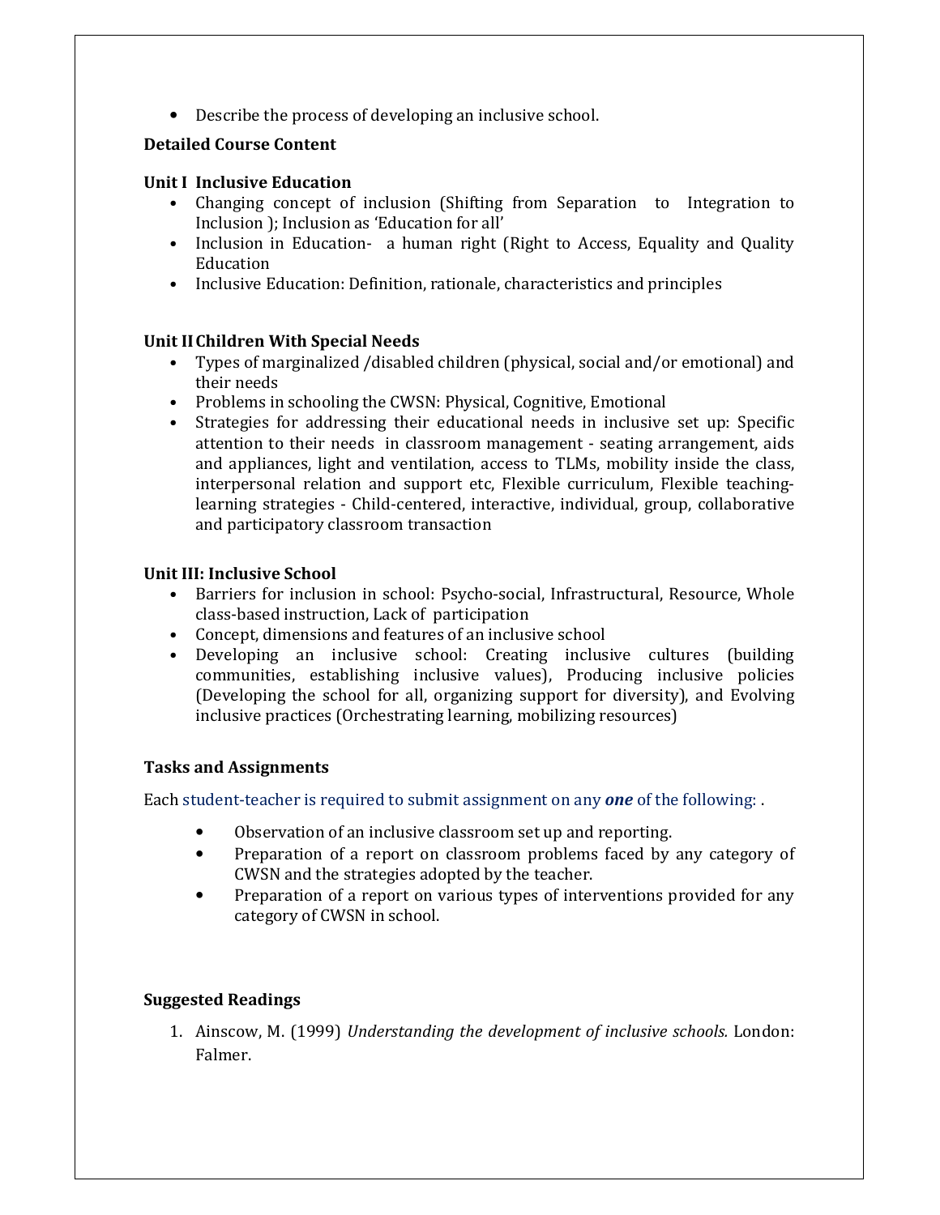- Describe the process of developing an inclusive school.

**Detailed Course Content**

**Unit I Inclusive Education**

- Changing concept of inclusion (Shifting from Separation to Integration to Inclusion ); Inclusion as 'Education for all'
- Inclusion in Education- a human right (Right to Access, Equality and Quality Education
- Inclusive Education: Definition, rationale, characteristics and principles

**Unit II Children With Special Needs**

- Types of marginalized /disabled children (physical, social and/or emotional) and their needs
- Problems in schooling the CWSN: Physical, Cognitive, Emotional
- Strategies for addressing their educational needs in inclusive set up: Specific attention to their needs in classroom management - seating arrangement, aids and appliances, light and ventilation, access to TLMs, mobility inside the class, interpersonal relation and support etc, Flexible curriculum, Flexible teaching-learning strategies - Child-centered, interactive, individual, group, collaborative and participatory classroom transaction

**Unit III: Inclusive School**

- Barriers for inclusion in school: Psycho-social, Infrastructural, Resource, Whole class-based instruction, Lack of participation
- Concept, dimensions and features of an inclusive school
- Developing an inclusive school: Creating inclusive cultures (building communities, establishing inclusive values), Producing inclusive policies (Developing the school for all, organizing support for diversity), and Evolving inclusive practices (Orchestrating learning, mobilizing resources)

**Tasks and Assignments**

Each student-teacher is required to submit assignment on any ***one*** of the following: .

- Observation of an inclusive classroom set up and reporting.
- Preparation of a report on classroom problems faced by any category of CWSN and the strategies adopted by the teacher.
- Preparation of a report on various types of interventions provided for any category of CWSN in school.

**Suggested Readings**

1. Ainscow, M. (1999) *Understanding the development of inclusive schools.* London: Falmer.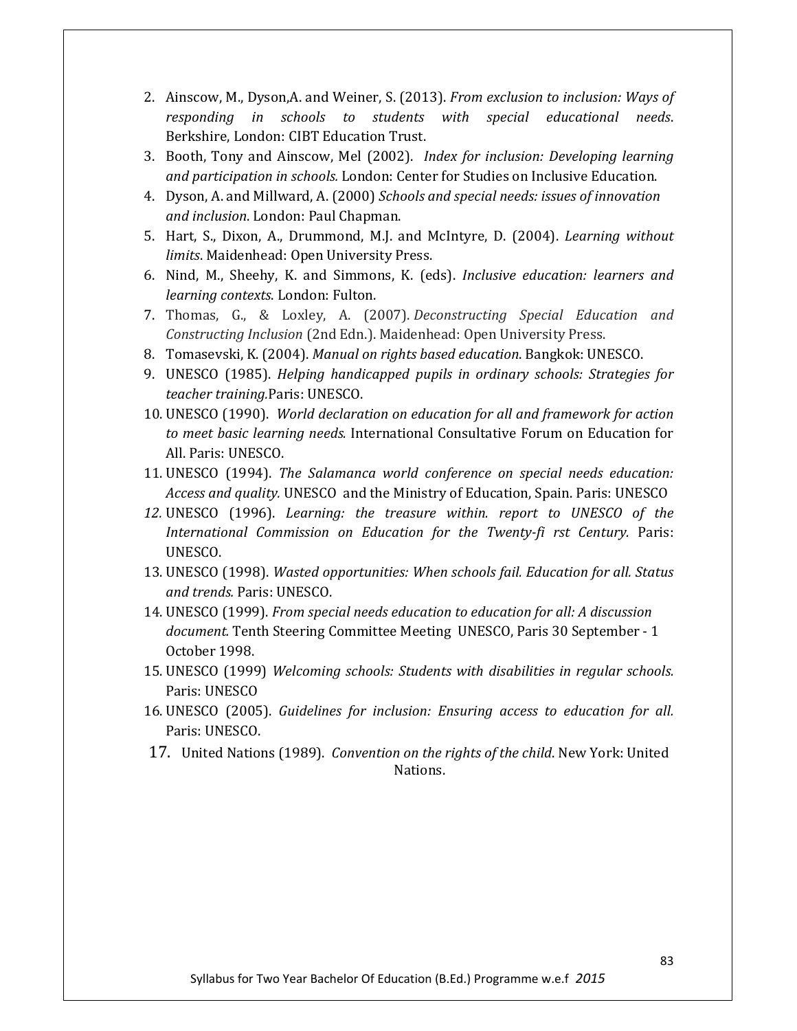2. Ainscow, M., Dyson,A. and Weiner, S. (2013). *From exclusion to inclusion: Ways of responding in schools to students with special educational needs*. Berkshire, London: CIBT Education Trust.
3. Booth, Tony and Ainscow, Mel (2002). *Index for inclusion: Developing learning and participation in schools.* London: Center for Studies on Inclusive Education.
4. Dyson, A. and Millward, A. (2000) *Schools and special needs: issues of innovation and inclusion*. London: Paul Chapman.
5. Hart, S., Dixon, A., Drummond, M.J. and McIntyre, D. (2004). *Learning without limits*. Maidenhead: Open University Press.
6. Nind, M., Sheehy, K. and Simmons, K. (eds). *Inclusive education: learners and learning contexts*. London: Fulton.
7. Thomas, G., & Loxley, A. (2007). *Deconstructing Special Education and Constructing Inclusion* (2nd Edn.). Maidenhead: Open University Press.
8. Tomasevski, K. (2004). *Manual on rights based education*. Bangkok: UNESCO.
9. UNESCO (1985). *Helping handicapped pupils in ordinary schools: Strategies for teacher training.*Paris: UNESCO.
10. UNESCO (1990). *World declaration on education for all and framework for action to meet basic learning needs.* International Consultative Forum on Education for All. Paris: UNESCO.
11. UNESCO (1994). *The Salamanca world conference on special needs education: Access and quality.* UNESCO and the Ministry of Education, Spain. Paris: UNESCO
12. UNESCO (1996). *Learning: the treasure within. report to UNESCO of the International Commission on Education for the Twenty-fi rst Century.* Paris: UNESCO.
13. UNESCO (1998). *Wasted opportunities: When schools fail. Education for all. Status and trends.* Paris: UNESCO.
14. UNESCO (1999). *From special needs education to education for all: A discussion document.* Tenth Steering Committee Meeting UNESCO, Paris 30 September - 1 October 1998.
15. UNESCO (1999) *Welcoming schools: Students with disabilities in regular schools.* Paris: UNESCO
16. UNESCO (2005). *Guidelines for inclusion: Ensuring access to education for all.* Paris: UNESCO.
17. United Nations (1989). *Convention on the rights of the child*. New York: United Nations.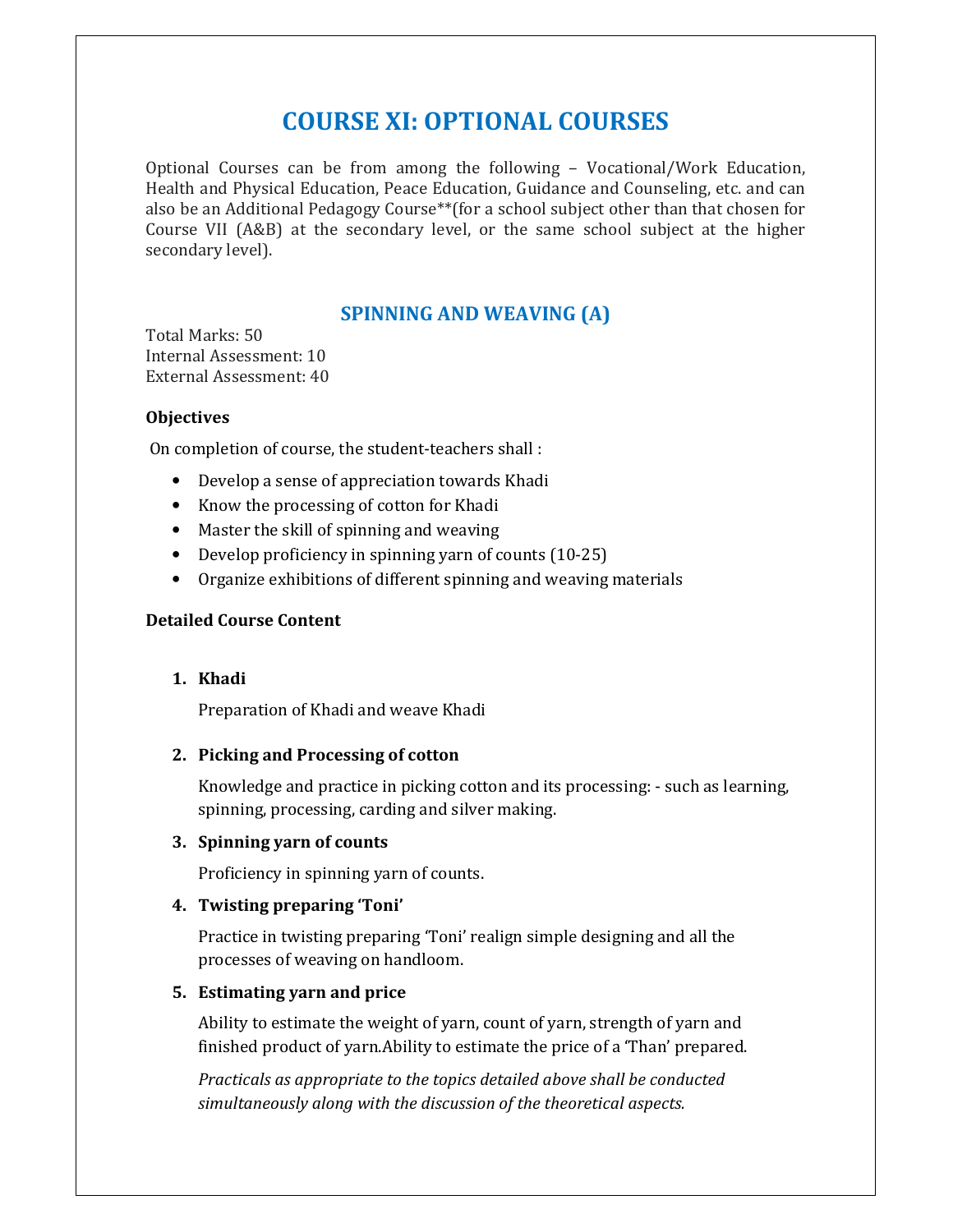# COURSE XI: OPTIONAL COURSES

Optional Courses can be from among the following – Vocational/Work Education, Health and Physical Education, Peace Education, Guidance and Counseling, etc. and can also be an Additional Pedagogy Course**(for a school subject other than that chosen for Course VII (A&B) at the secondary level, or the same school subject at the higher secondary level).

## SPINNING AND WEAVING (A)

Total Marks: 50
Internal Assessment: 10
External Assessment: 40

**Objectives**

On completion of course, the student-teachers shall :

- Develop a sense of appreciation towards Khadi
- Know the processing of cotton for Khadi
- Master the skill of spinning and weaving
- Develop proficiency in spinning yarn of counts (10-25)
- Organize exhibitions of different spinning and weaving materials

**Detailed Course Content**

1. **Khadi**

   Preparation of Khadi and weave Khadi

2. **Picking and Processing of cotton**

   Knowledge and practice in picking cotton and its processing: - such as learning, spinning, processing, carding and silver making.

3. **Spinning yarn of counts**

   Proficiency in spinning yarn of counts.

4. **Twisting preparing 'Toni'**

   Practice in twisting preparing 'Toni' realign simple designing and all the processes of weaving on handloom.

5. **Estimating yarn and price**

   Ability to estimate the weight of yarn, count of yarn, strength of yarn and finished product of yarn.Ability to estimate the price of a 'Than' prepared.

   *Practicals as appropriate to the topics detailed above shall be conducted simultaneously along with the discussion of the theoretical aspects.*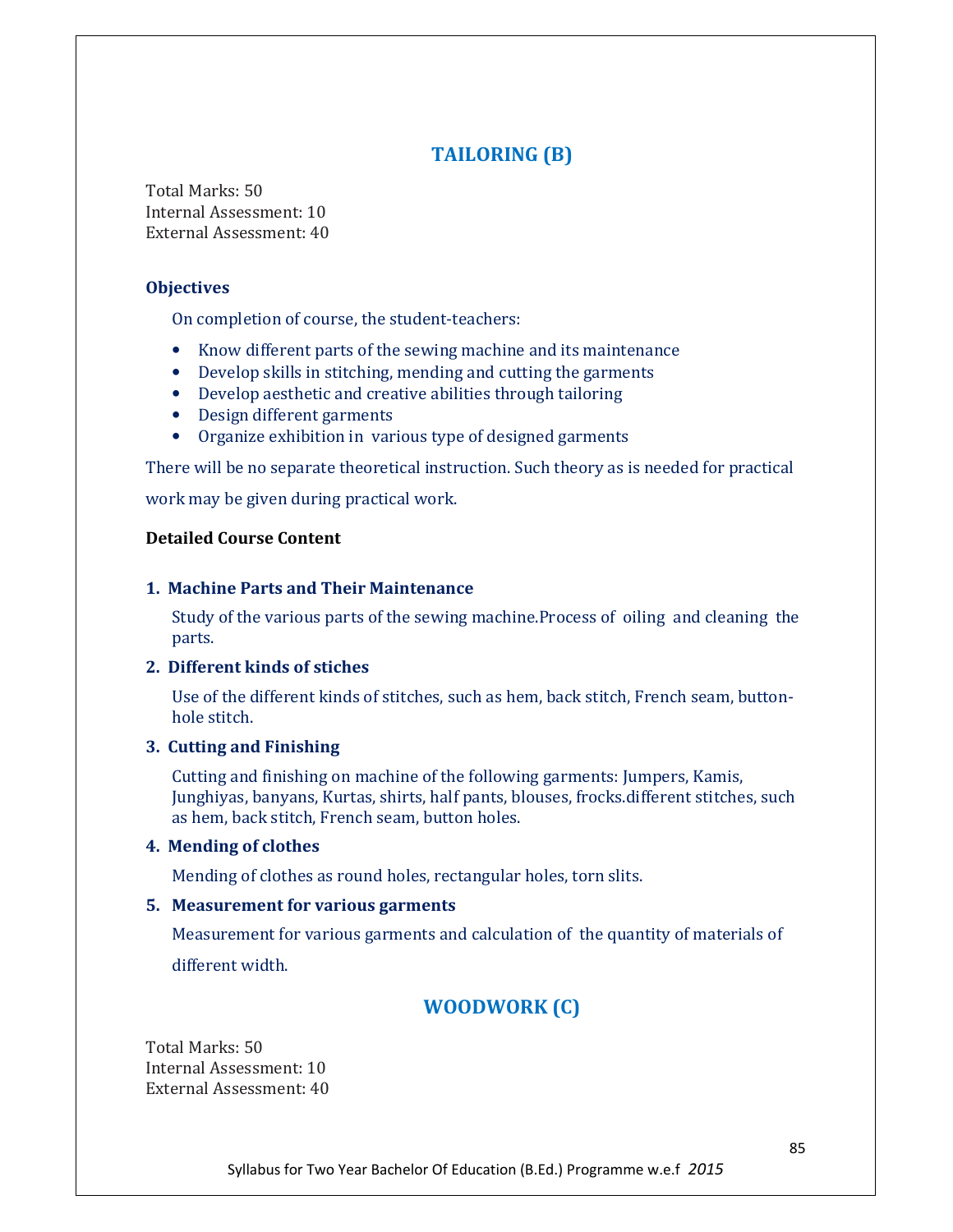## TAILORING (B)

Total Marks: 50
Internal Assessment: 10
External Assessment: 40

### Objectives

On completion of course, the student-teachers:

- Know different parts of the sewing machine and its maintenance
- Develop skills in stitching, mending and cutting the garments
- Develop aesthetic and creative abilities through tailoring
- Design different garments
- Organize exhibition in various type of designed garments

There will be no separate theoretical instruction. Such theory as is needed for practical work may be given during practical work.

### Detailed Course Content

**1. Machine Parts and Their Maintenance**

Study of the various parts of the sewing machine.Process of oiling and cleaning the parts.

**2. Different kinds of stiches**

Use of the different kinds of stitches, such as hem, back stitch, French seam, button-hole stitch.

**3. Cutting and Finishing**

Cutting and finishing on machine of the following garments: Jumpers, Kamis, Junghiyas, banyans, Kurtas, shirts, half pants, blouses, frocks.different stitches, such as hem, back stitch, French seam, button holes.

**4. Mending of clothes**

Mending of clothes as round holes, rectangular holes, torn slits.

**5. Measurement for various garments**

Measurement for various garments and calculation of the quantity of materials of different width.

## WOODWORK (C)

Total Marks: 50
Internal Assessment: 10
External Assessment: 40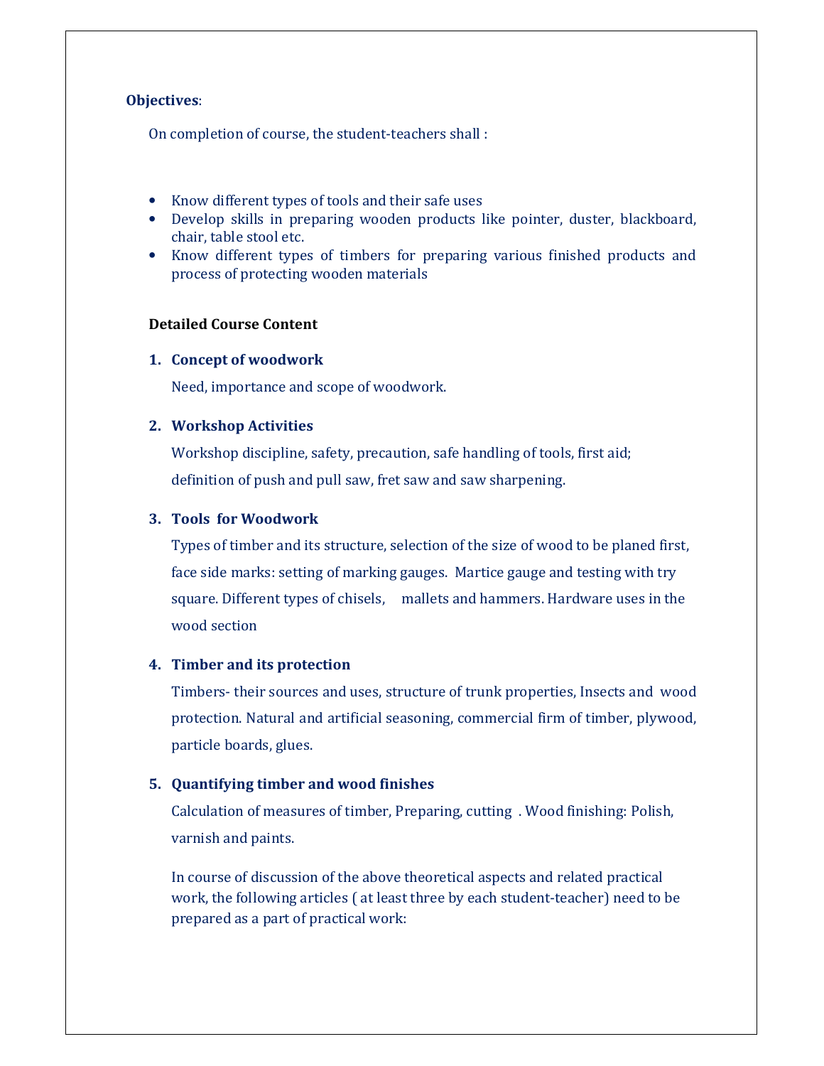**Objectives**:

On completion of course, the student-teachers shall :

- Know different types of tools and their safe uses
- Develop skills in preparing wooden products like pointer, duster, blackboard, chair, table stool etc.
- Know different types of timbers for preparing various finished products and process of protecting wooden materials

**Detailed Course Content**

1. **Concept of woodwork**

   Need, importance and scope of woodwork.

2. **Workshop Activities**

   Workshop discipline, safety, precaution, safe handling of tools, first aid; definition of push and pull saw, fret saw and saw sharpening.

3. **Tools for Woodwork**

   Types of timber and its structure, selection of the size of wood to be planed first, face side marks: setting of marking gauges. Martice gauge and testing with try square. Different types of chisels, mallets and hammers. Hardware uses in the wood section

4. **Timber and its protection**

   Timbers- their sources and uses, structure of trunk properties, Insects and wood protection. Natural and artificial seasoning, commercial firm of timber, plywood, particle boards, glues.

5. **Quantifying timber and wood finishes**

   Calculation of measures of timber, Preparing, cutting . Wood finishing: Polish, varnish and paints.

   In course of discussion of the above theoretical aspects and related practical work, the following articles ( at least three by each student-teacher) need to be prepared as a part of practical work: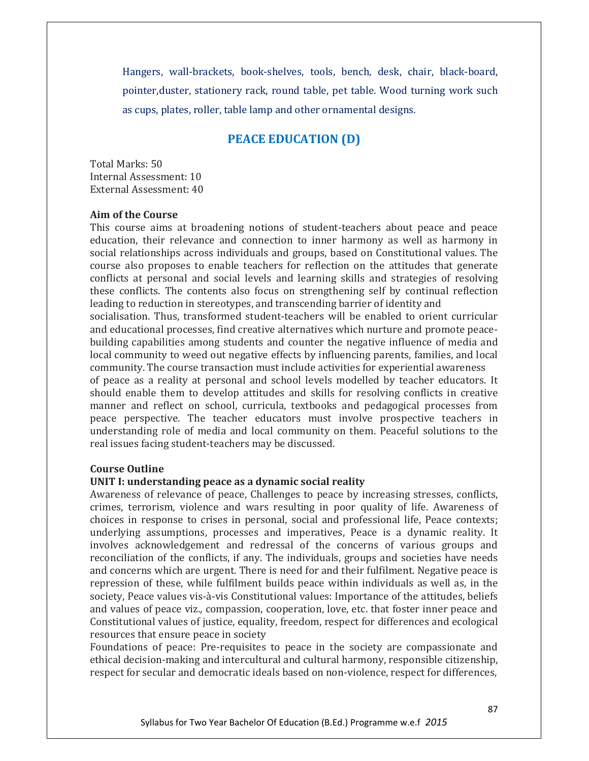Hangers, wall-brackets, book-shelves, tools, bench, desk, chair, black-board, pointer,duster, stationery rack, round table, pet table. Wood turning work such as cups, plates, roller, table lamp and other ornamental designs.

## PEACE EDUCATION (D)

Total Marks: 50
Internal Assessment: 10
External Assessment: 40

**Aim of the Course**

This course aims at broadening notions of student-teachers about peace and peace education, their relevance and connection to inner harmony as well as harmony in social relationships across individuals and groups, based on Constitutional values. The course also proposes to enable teachers for reflection on the attitudes that generate conflicts at personal and social levels and learning skills and strategies of resolving these conflicts. The contents also focus on strengthening self by continual reflection leading to reduction in stereotypes, and transcending barrier of identity and socialisation. Thus, transformed student-teachers will be enabled to orient curricular and educational processes, find creative alternatives which nurture and promote peace-building capabilities among students and counter the negative influence of media and local community to weed out negative effects by influencing parents, families, and local community. The course transaction must include activities for experiential awareness of peace as a reality at personal and school levels modelled by teacher educators. It should enable them to develop attitudes and skills for resolving conflicts in creative manner and reflect on school, curricula, textbooks and pedagogical processes from peace perspective. The teacher educators must involve prospective teachers in understanding role of media and local community on them. Peaceful solutions to the real issues facing student-teachers may be discussed.

**Course Outline**

**UNIT I: understanding peace as a dynamic social reality**

Awareness of relevance of peace, Challenges to peace by increasing stresses, conflicts, crimes, terrorism, violence and wars resulting in poor quality of life. Awareness of choices in response to crises in personal, social and professional life, Peace contexts; underlying assumptions, processes and imperatives, Peace is a dynamic reality. It involves acknowledgement and redressal of the concerns of various groups and reconciliation of the conflicts, if any. The individuals, groups and societies have needs and concerns which are urgent. There is need for and their fulfilment. Negative peace is repression of these, while fulfilment builds peace within individuals as well as, in the society, Peace values vis-à-vis Constitutional values: Importance of the attitudes, beliefs and values of peace viz., compassion, cooperation, love, etc. that foster inner peace and Constitutional values of justice, equality, freedom, respect for differences and ecological resources that ensure peace in society

Foundations of peace: Pre-requisites to peace in the society are compassionate and ethical decision-making and intercultural and cultural harmony, responsible citizenship, respect for secular and democratic ideals based on non-violence, respect for differences,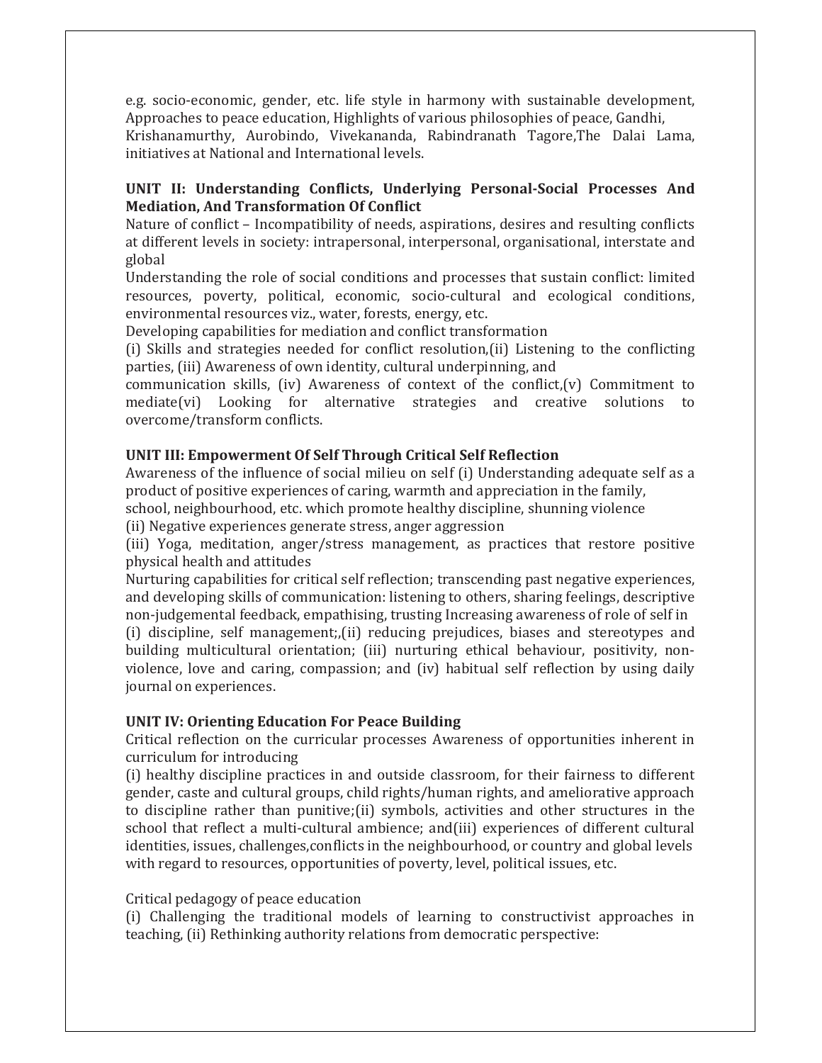e.g. socio-economic, gender, etc. life style in harmony with sustainable development, Approaches to peace education, Highlights of various philosophies of peace, Gandhi, Krishanamurthy, Aurobindo, Vivekananda, Rabindranath Tagore,The Dalai Lama, initiatives at National and International levels.

**UNIT II: Understanding Conflicts, Underlying Personal-Social Processes And Mediation, And Transformation Of Conflict**

Nature of conflict – Incompatibility of needs, aspirations, desires and resulting conflicts at different levels in society: intrapersonal, interpersonal, organisational, interstate and global

Understanding the role of social conditions and processes that sustain conflict: limited resources, poverty, political, economic, socio-cultural and ecological conditions, environmental resources viz., water, forests, energy, etc.

Developing capabilities for mediation and conflict transformation

(i) Skills and strategies needed for conflict resolution,(ii) Listening to the conflicting parties, (iii) Awareness of own identity, cultural underpinning, and communication skills, (iv) Awareness of context of the conflict,(v) Commitment to mediate(vi) Looking for alternative strategies and creative solutions to overcome/transform conflicts.

**UNIT III: Empowerment Of Self Through Critical Self Reflection**

Awareness of the influence of social milieu on self (i) Understanding adequate self as a product of positive experiences of caring, warmth and appreciation in the family, school, neighbourhood, etc. which promote healthy discipline, shunning violence

(ii) Negative experiences generate stress, anger aggression

(iii) Yoga, meditation, anger/stress management, as practices that restore positive physical health and attitudes

Nurturing capabilities for critical self reflection; transcending past negative experiences, and developing skills of communication: listening to others, sharing feelings, descriptive non-judgemental feedback, empathising, trusting Increasing awareness of role of self in (i) discipline, self management;,(ii) reducing prejudices, biases and stereotypes and building multicultural orientation; (iii) nurturing ethical behaviour, positivity, non-violence, love and caring, compassion; and (iv) habitual self reflection by using daily journal on experiences.

**UNIT IV: Orienting Education For Peace Building**

Critical reflection on the curricular processes Awareness of opportunities inherent in curriculum for introducing

(i) healthy discipline practices in and outside classroom, for their fairness to different gender, caste and cultural groups, child rights/human rights, and ameliorative approach to discipline rather than punitive;(ii) symbols, activities and other structures in the school that reflect a multi-cultural ambience; and(iii) experiences of different cultural identities, issues, challenges,conflicts in the neighbourhood, or country and global levels with regard to resources, opportunities of poverty, level, political issues, etc.

Critical pedagogy of peace education

(i) Challenging the traditional models of learning to constructivist approaches in teaching, (ii) Rethinking authority relations from democratic perspective: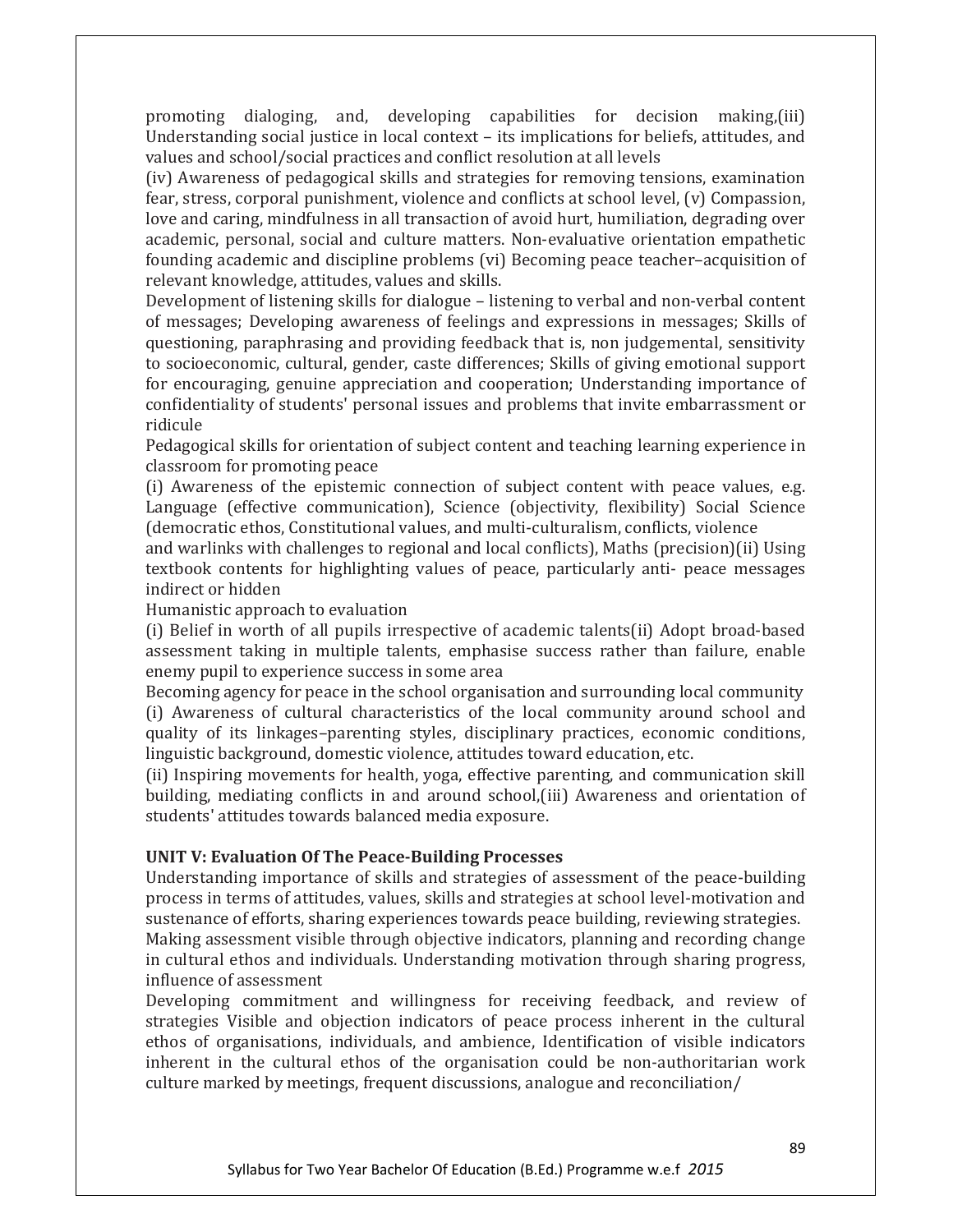promoting dialoging, and, developing capabilities for decision making,(iii) Understanding social justice in local context – its implications for beliefs, attitudes, and values and school/social practices and conflict resolution at all levels

(iv) Awareness of pedagogical skills and strategies for removing tensions, examination fear, stress, corporal punishment, violence and conflicts at school level, (v) Compassion, love and caring, mindfulness in all transaction of avoid hurt, humiliation, degrading over academic, personal, social and culture matters. Non-evaluative orientation empathetic founding academic and discipline problems (vi) Becoming peace teacher–acquisition of relevant knowledge, attitudes, values and skills.

Development of listening skills for dialogue – listening to verbal and non-verbal content of messages; Developing awareness of feelings and expressions in messages; Skills of questioning, paraphrasing and providing feedback that is, non judgemental, sensitivity to socioeconomic, cultural, gender, caste differences; Skills of giving emotional support for encouraging, genuine appreciation and cooperation; Understanding importance of confidentiality of students' personal issues and problems that invite embarrassment or ridicule

Pedagogical skills for orientation of subject content and teaching learning experience in classroom for promoting peace

(i) Awareness of the epistemic connection of subject content with peace values, e.g. Language (effective communication), Science (objectivity, flexibility) Social Science (democratic ethos, Constitutional values, and multi-culturalism, conflicts, violence and warlinks with challenges to regional and local conflicts), Maths (precision)(ii) Using textbook contents for highlighting values of peace, particularly anti- peace messages indirect or hidden

Humanistic approach to evaluation

(i) Belief in worth of all pupils irrespective of academic talents(ii) Adopt broad-based assessment taking in multiple talents, emphasise success rather than failure, enable enemy pupil to experience success in some area

Becoming agency for peace in the school organisation and surrounding local community

(i) Awareness of cultural characteristics of the local community around school and quality of its linkages–parenting styles, disciplinary practices, economic conditions, linguistic background, domestic violence, attitudes toward education, etc.

(ii) Inspiring movements for health, yoga, effective parenting, and communication skill building, mediating conflicts in and around school,(iii) Awareness and orientation of students' attitudes towards balanced media exposure.

**UNIT V: Evaluation Of The Peace-Building Processes**

Understanding importance of skills and strategies of assessment of the peace-building process in terms of attitudes, values, skills and strategies at school level-motivation and sustenance of efforts, sharing experiences towards peace building, reviewing strategies.

Making assessment visible through objective indicators, planning and recording change in cultural ethos and individuals. Understanding motivation through sharing progress, influence of assessment

Developing commitment and willingness for receiving feedback, and review of strategies Visible and objection indicators of peace process inherent in the cultural ethos of organisations, individuals, and ambience, Identification of visible indicators inherent in the cultural ethos of the organisation could be non-authoritarian work culture marked by meetings, frequent discussions, analogue and reconciliation/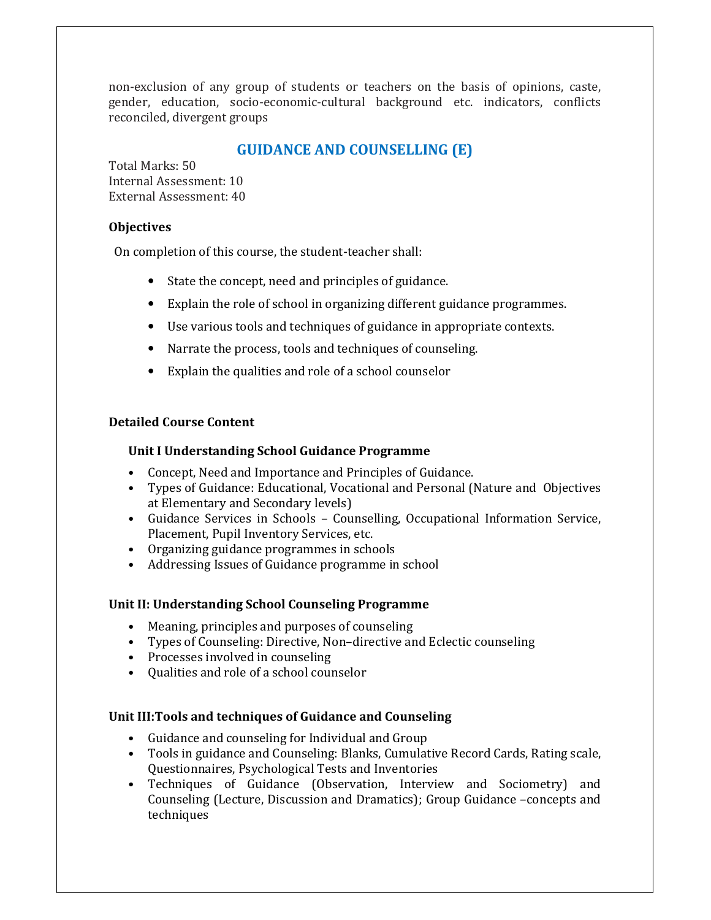non-exclusion of any group of students or teachers on the basis of opinions, caste, gender, education, socio-economic-cultural background etc. indicators, conflicts reconciled, divergent groups

## GUIDANCE AND COUNSELLING (E)

Total Marks: 50
Internal Assessment: 10
External Assessment: 40

**Objectives**

On completion of this course, the student-teacher shall:

- State the concept, need and principles of guidance.
- Explain the role of school in organizing different guidance programmes.
- Use various tools and techniques of guidance in appropriate contexts.
- Narrate the process, tools and techniques of counseling.
- Explain the qualities and role of a school counselor

**Detailed Course Content**

**Unit I Understanding School Guidance Programme**

- Concept, Need and Importance and Principles of Guidance.
- Types of Guidance: Educational, Vocational and Personal (Nature and Objectives at Elementary and Secondary levels)
- Guidance Services in Schools – Counselling, Occupational Information Service, Placement, Pupil Inventory Services, etc.
- Organizing guidance programmes in schools
- Addressing Issues of Guidance programme in school

**Unit II: Understanding School Counseling Programme**

- Meaning, principles and purposes of counseling
- Types of Counseling: Directive, Non–directive and Eclectic counseling
- Processes involved in counseling
- Qualities and role of a school counselor

**Unit III:Tools and techniques of Guidance and Counseling**

- Guidance and counseling for Individual and Group
- Tools in guidance and Counseling: Blanks, Cumulative Record Cards, Rating scale, Questionnaires, Psychological Tests and Inventories
- Techniques of Guidance (Observation, Interview and Sociometry) and Counseling (Lecture, Discussion and Dramatics); Group Guidance –concepts and techniques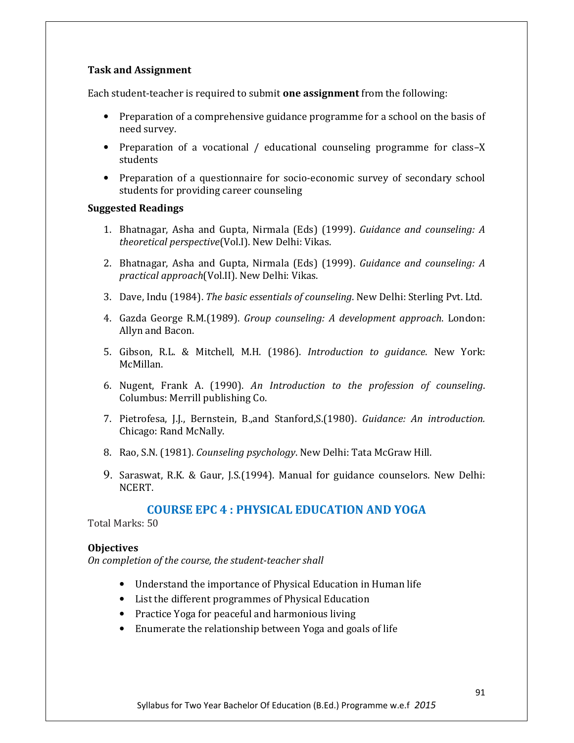**Task and Assignment**

Each student-teacher is required to submit **one assignment** from the following:

- Preparation of a comprehensive guidance programme for a school on the basis of need survey.
- Preparation of a vocational / educational counseling programme for class–X students
- Preparation of a questionnaire for socio-economic survey of secondary school students for providing career counseling

**Suggested Readings**

1. Bhatnagar, Asha and Gupta, Nirmala (Eds) (1999). *Guidance and counseling: A theoretical perspective*(Vol.I). New Delhi: Vikas.
2. Bhatnagar, Asha and Gupta, Nirmala (Eds) (1999). *Guidance and counseling: A practical approach*(Vol.II). New Delhi: Vikas.
3. Dave, Indu (1984). *The basic essentials of counseling*. New Delhi: Sterling Pvt. Ltd.
4. Gazda George R.M.(1989). *Group counseling: A development approach*. London: Allyn and Bacon.
5. Gibson, R.L. & Mitchell, M.H. (1986). *Introduction to guidance*. New York: McMillan.
6. Nugent, Frank A. (1990). *An Introduction to the profession of counseling*. Columbus: Merrill publishing Co.
7. Pietrofesa, J.J., Bernstein, B.,and Stanford,S.(1980). *Guidance: An introduction.* Chicago: Rand McNally.
8. Rao, S.N. (1981). *Counseling psychology*. New Delhi: Tata McGraw Hill.
9. Saraswat, R.K. & Gaur, J.S.(1994). Manual for guidance counselors. New Delhi: NCERT.

## COURSE EPC 4 : PHYSICAL EDUCATION AND YOGA

Total Marks: 50

**Objectives**

*On completion of the course, the student-teacher shall*

- Understand the importance of Physical Education in Human life
- List the different programmes of Physical Education
- Practice Yoga for peaceful and harmonious living
- Enumerate the relationship between Yoga and goals of life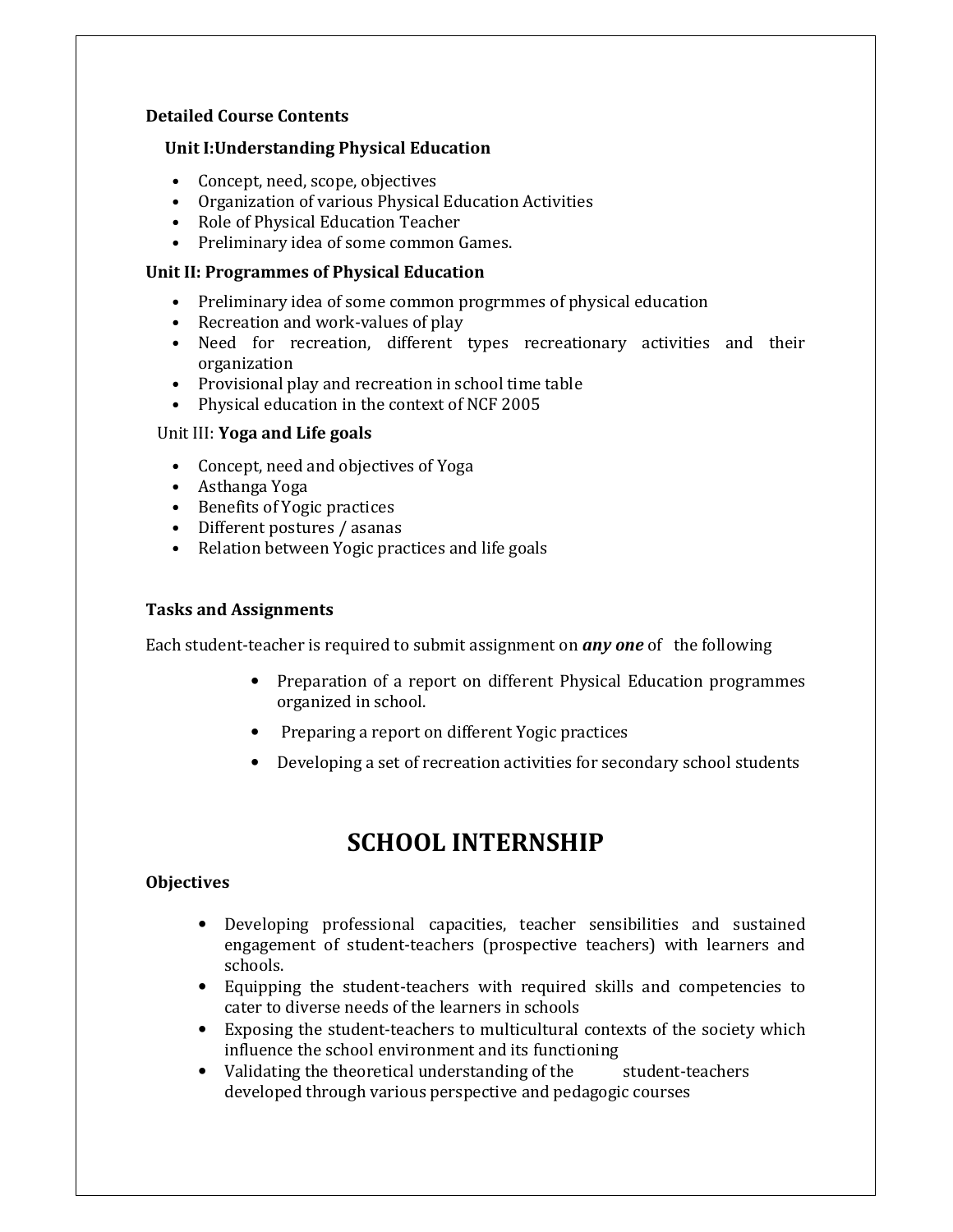**Detailed Course Contents**

**Unit I:Understanding Physical Education**

- Concept, need, scope, objectives
- Organization of various Physical Education Activities
- Role of Physical Education Teacher
- Preliminary idea of some common Games.

**Unit II: Programmes of Physical Education**

- Preliminary idea of some common progrmmes of physical education
- Recreation and work-values of play
- Need for recreation, different types recreationary activities and their organization
- Provisional play and recreation in school time table
- Physical education in the context of NCF 2005

Unit III: **Yoga and Life goals**

- Concept, need and objectives of Yoga
- Asthanga Yoga
- Benefits of Yogic practices
- Different postures / asanas
- Relation between Yogic practices and life goals

**Tasks and Assignments**

Each student-teacher is required to submit assignment on ***any one*** of the following

- Preparation of a report on different Physical Education programmes organized in school.
- Preparing a report on different Yogic practices
- Developing a set of recreation activities for secondary school students

# SCHOOL INTERNSHIP

**Objectives**

- Developing professional capacities, teacher sensibilities and sustained engagement of student-teachers (prospective teachers) with learners and schools.
- Equipping the student-teachers with required skills and competencies to cater to diverse needs of the learners in schools
- Exposing the student-teachers to multicultural contexts of the society which influence the school environment and its functioning
- Validating the theoretical understanding of the student-teachers developed through various perspective and pedagogic courses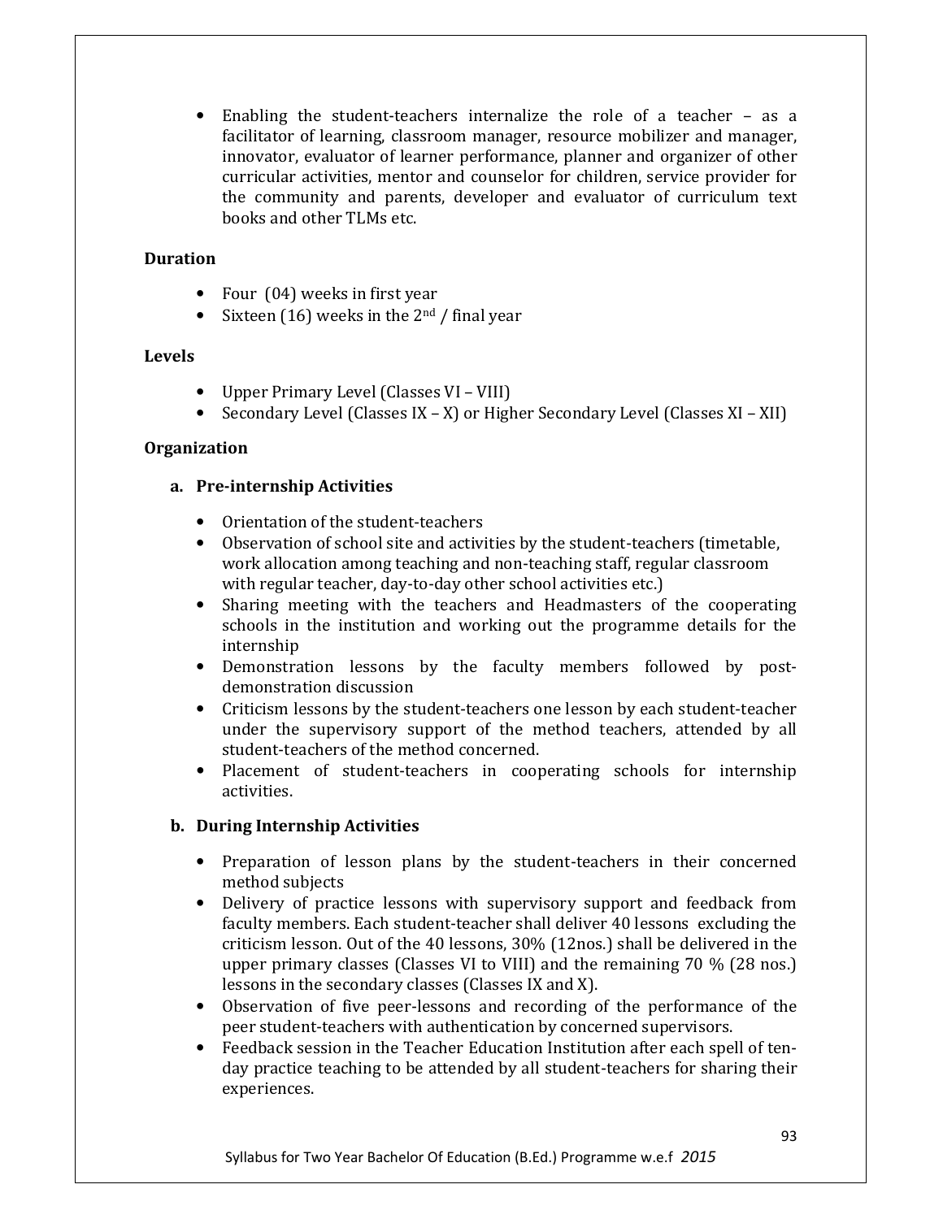- Enabling the student-teachers internalize the role of a teacher – as a facilitator of learning, classroom manager, resource mobilizer and manager, innovator, evaluator of learner performance, planner and organizer of other curricular activities, mentor and counselor for children, service provider for the community and parents, developer and evaluator of curriculum text books and other TLMs etc.

**Duration**

- Four (04) weeks in first year
- Sixteen (16) weeks in the 2nd / final year

**Levels**

- Upper Primary Level (Classes VI – VIII)
- Secondary Level (Classes IX – X) or Higher Secondary Level (Classes XI – XII)

**Organization**

**a. Pre-internship Activities**

- Orientation of the student-teachers
- Observation of school site and activities by the student-teachers (timetable, work allocation among teaching and non-teaching staff, regular classroom with regular teacher, day-to-day other school activities etc.)
- Sharing meeting with the teachers and Headmasters of the cooperating schools in the institution and working out the programme details for the internship
- Demonstration lessons by the faculty members followed by post-demonstration discussion
- Criticism lessons by the student-teachers one lesson by each student-teacher under the supervisory support of the method teachers, attended by all student-teachers of the method concerned.
- Placement of student-teachers in cooperating schools for internship activities.

**b. During Internship Activities**

- Preparation of lesson plans by the student-teachers in their concerned method subjects
- Delivery of practice lessons with supervisory support and feedback from faculty members. Each student-teacher shall deliver 40 lessons excluding the criticism lesson. Out of the 40 lessons, 30% (12nos.) shall be delivered in the upper primary classes (Classes VI to VIII) and the remaining 70 % (28 nos.) lessons in the secondary classes (Classes IX and X).
- Observation of five peer-lessons and recording of the performance of the peer student-teachers with authentication by concerned supervisors.
- Feedback session in the Teacher Education Institution after each spell of ten-day practice teaching to be attended by all student-teachers for sharing their experiences.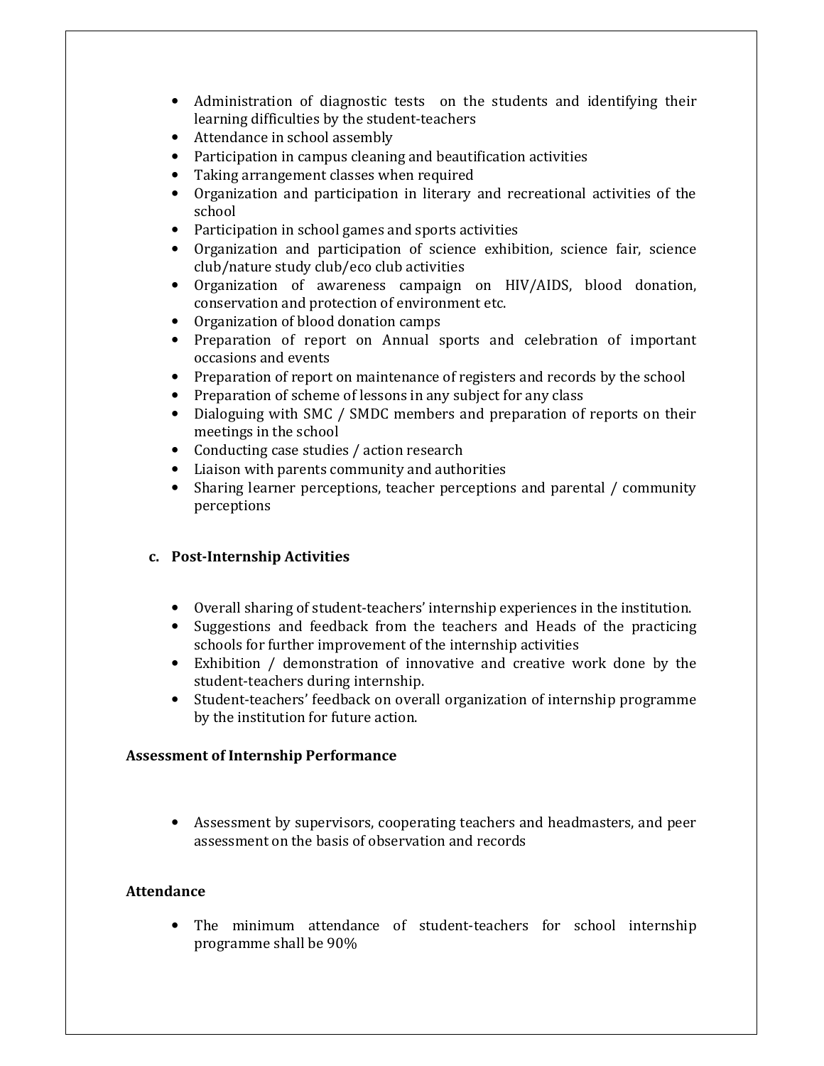- Administration of diagnostic tests on the students and identifying their learning difficulties by the student-teachers
- Attendance in school assembly
- Participation in campus cleaning and beautification activities
- Taking arrangement classes when required
- Organization and participation in literary and recreational activities of the school
- Participation in school games and sports activities
- Organization and participation of science exhibition, science fair, science club/nature study club/eco club activities
- Organization of awareness campaign on HIV/AIDS, blood donation, conservation and protection of environment etc.
- Organization of blood donation camps
- Preparation of report on Annual sports and celebration of important occasions and events
- Preparation of report on maintenance of registers and records by the school
- Preparation of scheme of lessons in any subject for any class
- Dialoguing with SMC / SMDC members and preparation of reports on their meetings in the school
- Conducting case studies / action research
- Liaison with parents community and authorities
- Sharing learner perceptions, teacher perceptions and parental / community perceptions

**c. Post-Internship Activities**

- Overall sharing of student-teachers' internship experiences in the institution.
- Suggestions and feedback from the teachers and Heads of the practicing schools for further improvement of the internship activities
- Exhibition / demonstration of innovative and creative work done by the student-teachers during internship.
- Student-teachers' feedback on overall organization of internship programme by the institution for future action.

**Assessment of Internship Performance**

- Assessment by supervisors, cooperating teachers and headmasters, and peer assessment on the basis of observation and records

**Attendance**

- The minimum attendance of student-teachers for school internship programme shall be 90%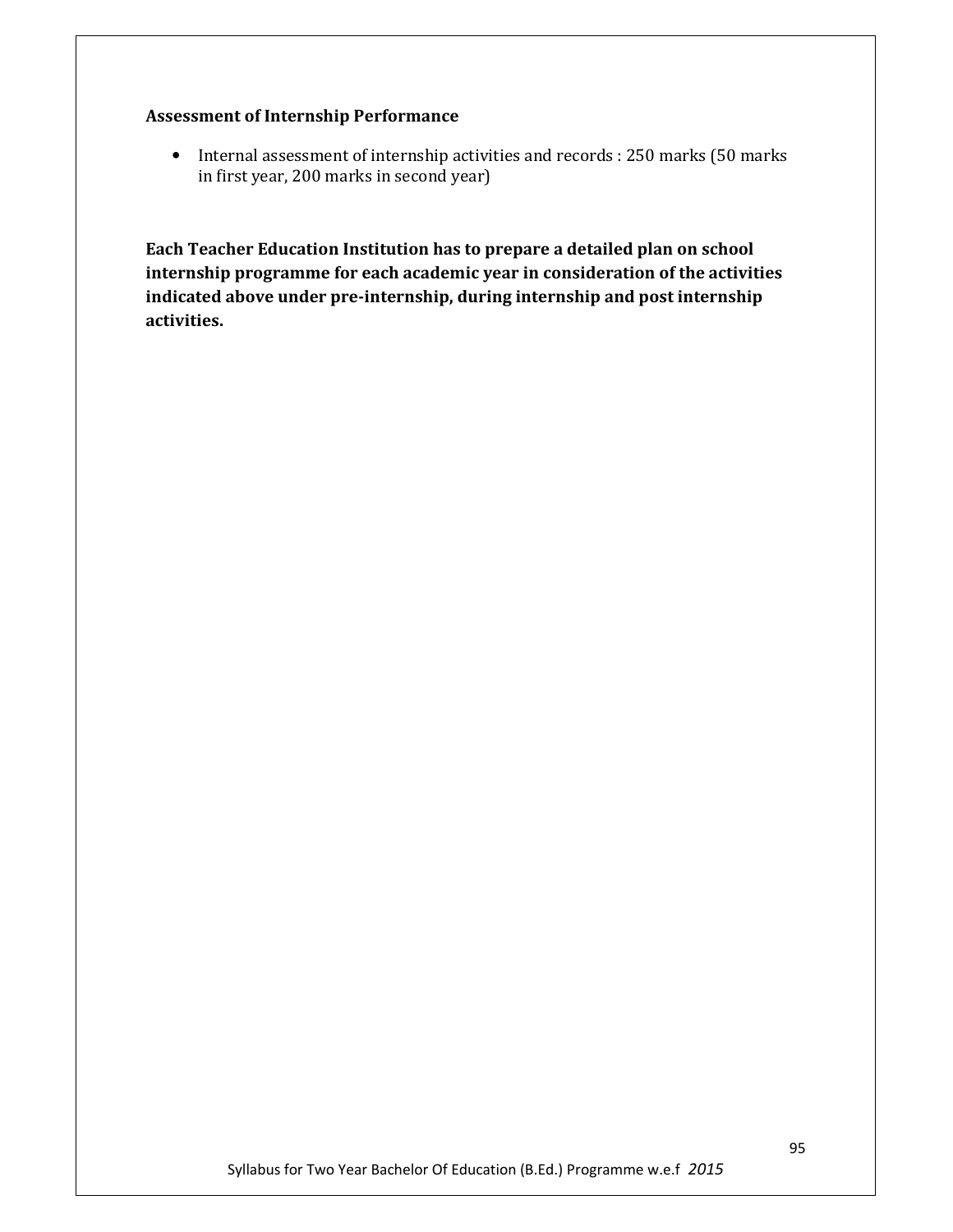**Assessment of Internship Performance**

- Internal assessment of internship activities and records : 250 marks (50 marks in first year, 200 marks in second year)

**Each Teacher Education Institution has to prepare a detailed plan on school internship programme for each academic year in consideration of the activities indicated above under pre-internship, during internship and post internship activities.**